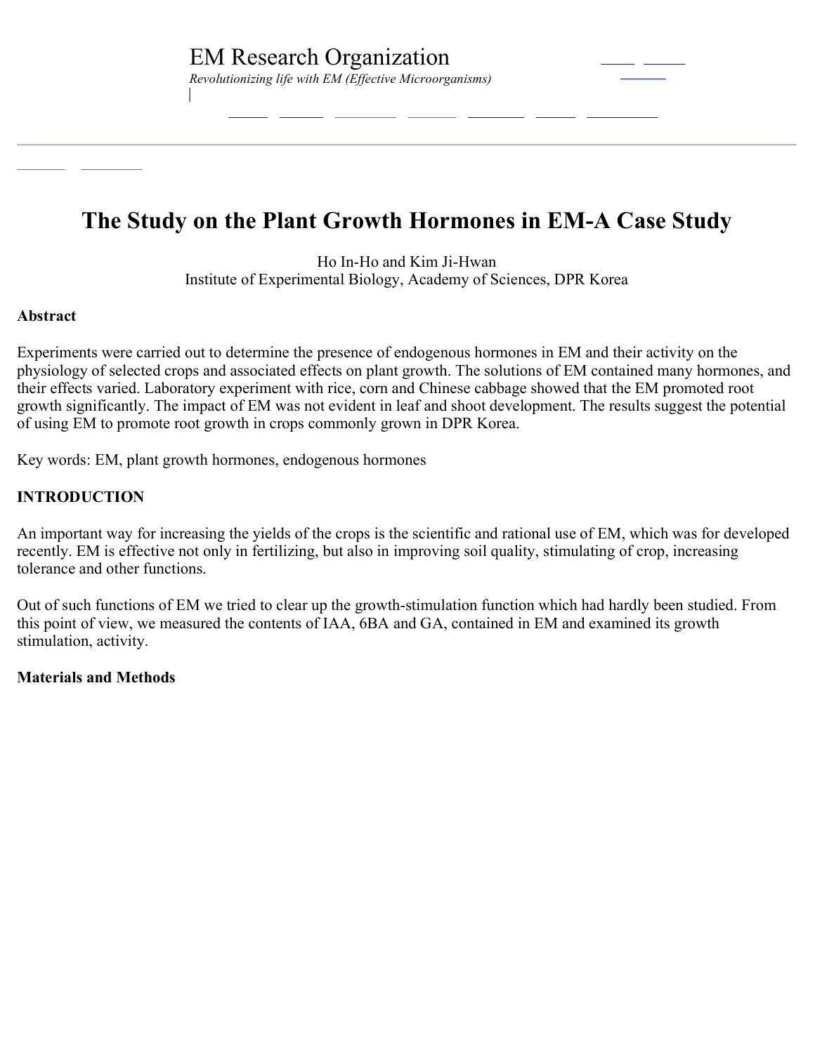EM Research Organization

*Revolutionizing life with EM (Effective Microorganisms)*

# The Study on the Plant Growth Hormones in EM-A Case Study

Ho In-Ho and Kim Ji-Hwan
Institute of Experimental Biology, Academy of Sciences, DPR Korea

**Abstract**

Experiments were carried out to determine the presence of endogenous hormones in EM and their activity on the physiology of selected crops and associated effects on plant growth. The solutions of EM contained many hormones, and their effects varied. Laboratory experiment with rice, corn and Chinese cabbage showed that the EM promoted root growth significantly. The impact of EM was not evident in leaf and shoot development. The results suggest the potential of using EM to promote root growth in crops commonly grown in DPR Korea.

Key words: EM, plant growth hormones, endogenous hormones

**INTRODUCTION**

An important way for increasing the yields of the crops is the scientific and rational use of EM, which was for developed recently. EM is effective not only in fertilizing, but also in improving soil quality, stimulating of crop, increasing tolerance and other functions.

Out of such functions of EM we tried to clear up the growth-stimulation function which had hardly been studied. From this point of view, we measured the contents of IAA, 6BA and GA, contained in EM and examined its growth stimulation, activity.

**Materials and Methods**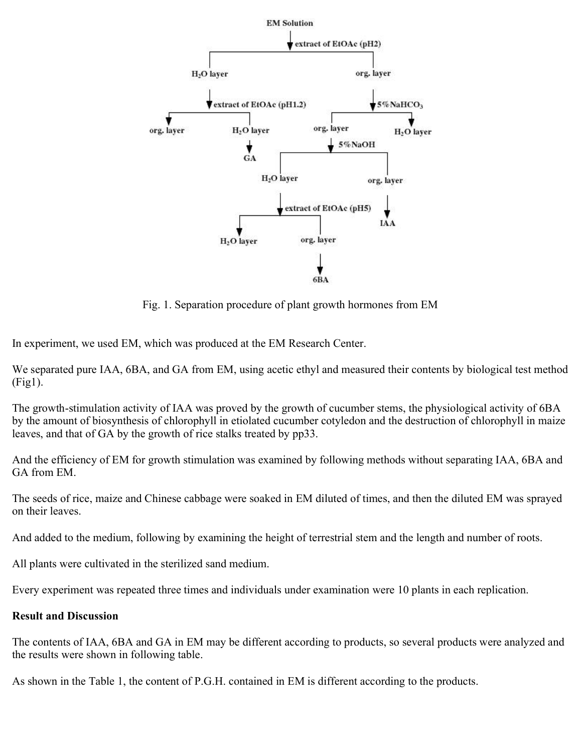Fig. 1. Separation procedure of plant growth hormones from EM

In experiment, we used EM, which was produced at the EM Research Center.

We separated pure IAA, 6BA, and GA from EM, using acetic ethyl and measured their contents by biological test method (Fig1).

The growth-stimulation activity of IAA was proved by the growth of cucumber stems, the physiological activity of 6BA by the amount of biosynthesis of chlorophyll in etiolated cucumber cotyledon and the destruction of chlorophyll in maize leaves, and that of GA by the growth of rice stalks treated by pp33.

And the efficiency of EM for growth stimulation was examined by following methods without separating IAA, 6BA and GA from EM.

The seeds of rice, maize and Chinese cabbage were soaked in EM diluted of times, and then the diluted EM was sprayed on their leaves.

And added to the medium, following by examining the height of terrestrial stem and the length and number of roots.

All plants were cultivated in the sterilized sand medium.

Every experiment was repeated three times and individuals under examination were 10 plants in each replication.

**Result and Discussion**

The contents of IAA, 6BA and GA in EM may be different according to products, so several products were analyzed and the results were shown in following table.

As shown in the Table 1, the content of P.G.H. contained in EM is different according to the products.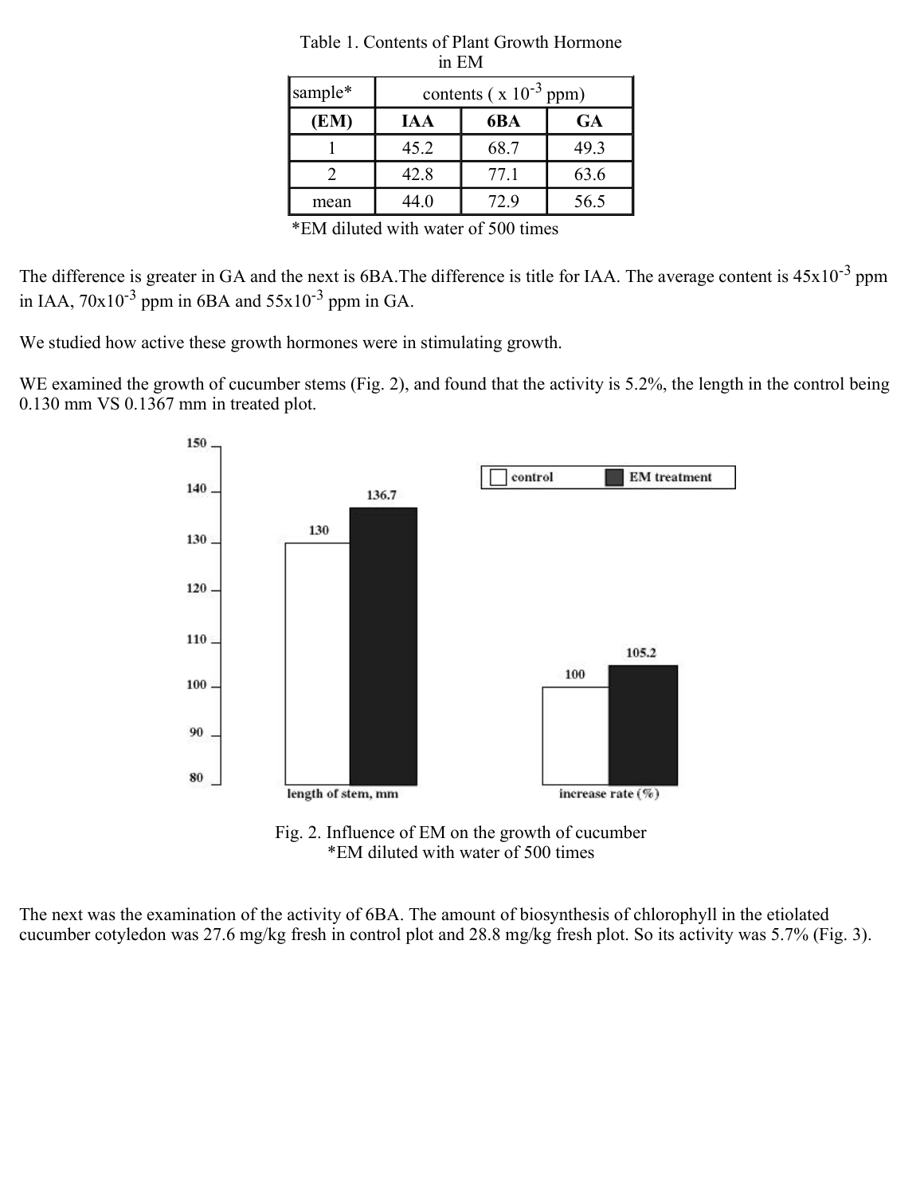Table 1. Contents of Plant Growth Hormone in EM

| sample* | contents ( x $10^{-3}$ ppm) | | |
|---|---|---|---|
| (EM) | IAA | 6BA | GA |
| 1 | 45.2 | 68.7 | 49.3 |
| 2 | 42.8 | 77.1 | 63.6 |
| mean | 44.0 | 72.9 | 56.5 |

*EM diluted with water of 500 times

The difference is greater in GA and the next is 6BA.The difference is title for IAA. The average content is 45x$10^{-3}$ ppm in IAA, 70x$10^{-3}$ ppm in 6BA and 55x$10^{-3}$ ppm in GA.

We studied how active these growth hormones were in stimulating growth.

WE examined the growth of cucumber stems (Fig. 2), and found that the activity is 5.2%, the length in the control being 0.130 mm VS 0.1367 mm in treated plot.

Fig. 2. Influence of EM on the growth of cucumber
*EM diluted with water of 500 times

The next was the examination of the activity of 6BA. The amount of biosynthesis of chlorophyll in the etiolated cucumber cotyledon was 27.6 mg/kg fresh in control plot and 28.8 mg/kg fresh plot. So its activity was 5.7% (Fig. 3).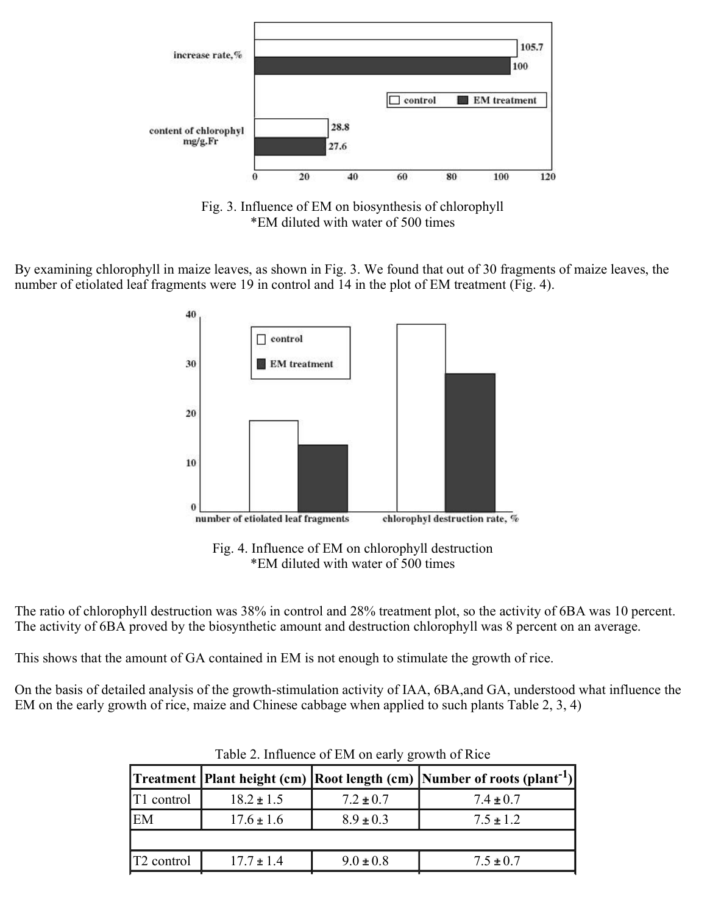Fig. 3. Influence of EM on biosynthesis of chlorophyll
*EM diluted with water of 500 times

By examining chlorophyll in maize leaves, as shown in Fig. 3. We found that out of 30 fragments of maize leaves, the number of etiolated leaf fragments were 19 in control and 14 in the plot of EM treatment (Fig. 4).

Fig. 4. Influence of EM on chlorophyll destruction
*EM diluted with water of 500 times

The ratio of chlorophyll destruction was 38% in control and 28% treatment plot, so the activity of 6BA was 10 percent. The activity of 6BA proved by the biosynthetic amount and destruction chlorophyll was 8 percent on an average.

This shows that the amount of GA contained in EM is not enough to stimulate the growth of rice.

On the basis of detailed analysis of the growth-stimulation activity of IAA, 6BA,and GA, understood what influence the EM on the early growth of rice, maize and Chinese cabbage when applied to such plants Table 2, 3, 4)

Table 2. Influence of EM on early growth of Rice

| Treatment | Plant height (cm) | Root length (cm) | Number of roots ($plant^{-1}$) |
|---|---|---|---|
| T1 control | 18.2 ± 1.5 | 7.2 ± 0.7 | 7.4 ± 0.7 |
| EM | 17.6 ± 1.6 | 8.9 ± 0.3 | 7.5 ± 1.2 |
| | | | |
| T2 control | 17.7 ± 1.4 | 9.0 ± 0.8 | 7.5 ± 0.7 |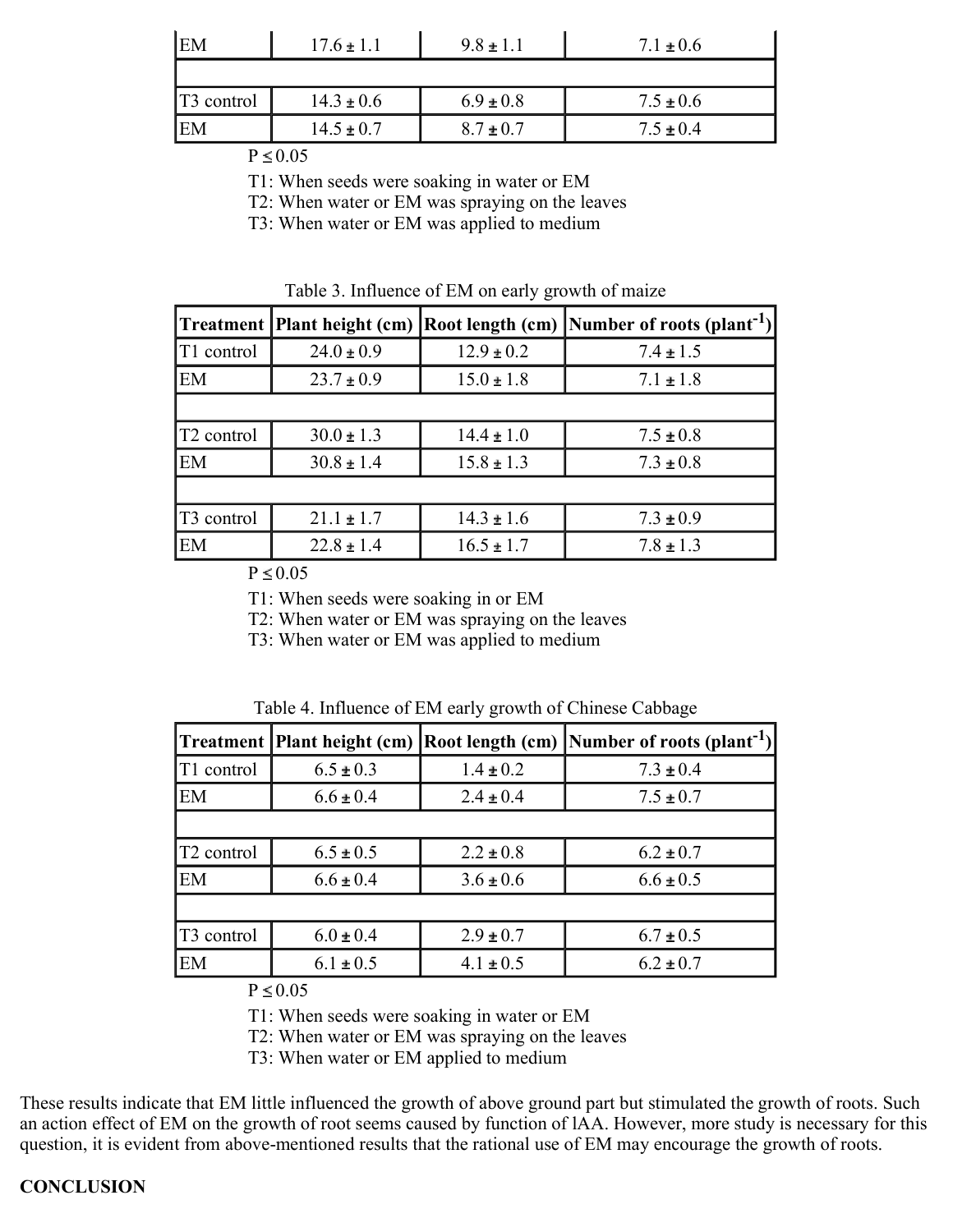| EM | 17.6 ± 1.1 | 9.8 ± 1.1 | 7.1 ± 0.6 |
|---|---|---|---|
| | | | |
| T3 control | 14.3 ± 0.6 | 6.9 ± 0.8 | 7.5 ± 0.6 |
| EM | 14.5 ± 0.7 | 8.7 ± 0.7 | 7.5 ± 0.4 |

$P \leq 0.05$

T1: When seeds were soaking in water or EM
T2: When water or EM was spraying on the leaves
T3: When water or EM was applied to medium

Table 3. Influence of EM on early growth of maize

| Treatment | Plant height (cm) | Root length (cm) | Number of roots (plant$^{-1}$) |
|---|---|---|---|
| T1 control | 24.0 ± 0.9 | 12.9 ± 0.2 | 7.4 ± 1.5 |
| EM | 23.7 ± 0.9 | 15.0 ± 1.8 | 7.1 ± 1.8 |
| | | | |
| T2 control | 30.0 ± 1.3 | 14.4 ± 1.0 | 7.5 ± 0.8 |
| EM | 30.8 ± 1.4 | 15.8 ± 1.3 | 7.3 ± 0.8 |
| | | | |
| T3 control | 21.1 ± 1.7 | 14.3 ± 1.6 | 7.3 ± 0.9 |
| EM | 22.8 ± 1.4 | 16.5 ± 1.7 | 7.8 ± 1.3 |

$P \leq 0.05$

T1: When seeds were soaking in or EM
T2: When water or EM was spraying on the leaves
T3: When water or EM was applied to medium

Table 4. Influence of EM early growth of Chinese Cabbage

| Treatment | Plant height (cm) | Root length (cm) | Number of roots (plant$^{-1}$) |
|---|---|---|---|
| T1 control | 6.5 ± 0.3 | 1.4 ± 0.2 | 7.3 ± 0.4 |
| EM | 6.6 ± 0.4 | 2.4 ± 0.4 | 7.5 ± 0.7 |
| | | | |
| T2 control | 6.5 ± 0.5 | 2.2 ± 0.8 | 6.2 ± 0.7 |
| EM | 6.6 ± 0.4 | 3.6 ± 0.6 | 6.6 ± 0.5 |
| | | | |
| T3 control | 6.0 ± 0.4 | 2.9 ± 0.7 | 6.7 ± 0.5 |
| EM | 6.1 ± 0.5 | 4.1 ± 0.5 | 6.2 ± 0.7 |

$P \leq 0.05$

T1: When seeds were soaking in water or EM
T2: When water or EM was spraying on the leaves
T3: When water or EM applied to medium

These results indicate that EM little influenced the growth of above ground part but stimulated the growth of roots. Such an action effect of EM on the growth of root seems caused by function of IAA. However, more study is necessary for this question, it is evident from above-mentioned results that the rational use of EM may encourage the growth of roots.

## CONCLUSION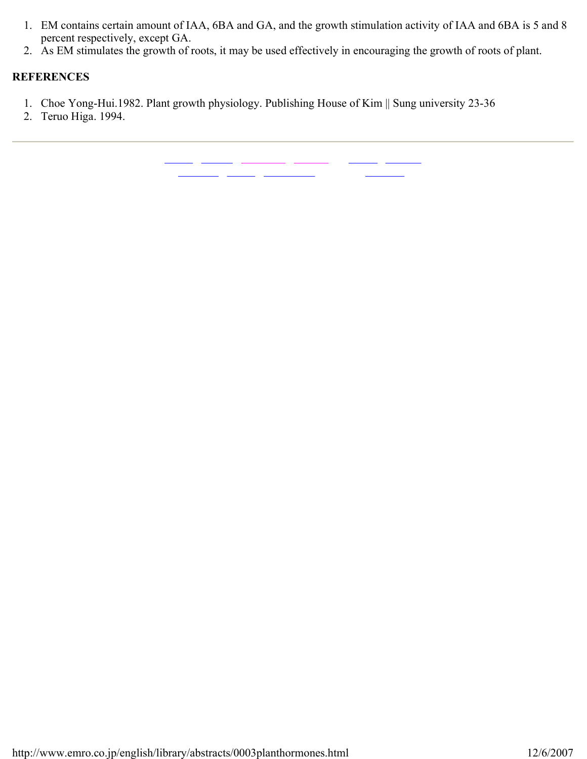1. EM contains certain amount of IAA, 6BA and GA, and the growth stimulation activity of IAA and 6BA is 5 and 8 percent respectively, except GA.
2. As EM stimulates the growth of roots, it may be used effectively in encouraging the growth of roots of plant.

**REFERENCES**

1. Choe Yong-Hui.1982. Plant growth physiology. Publishing House of Kim || Sung university 23-36
2. Teruo Higa. 1994.